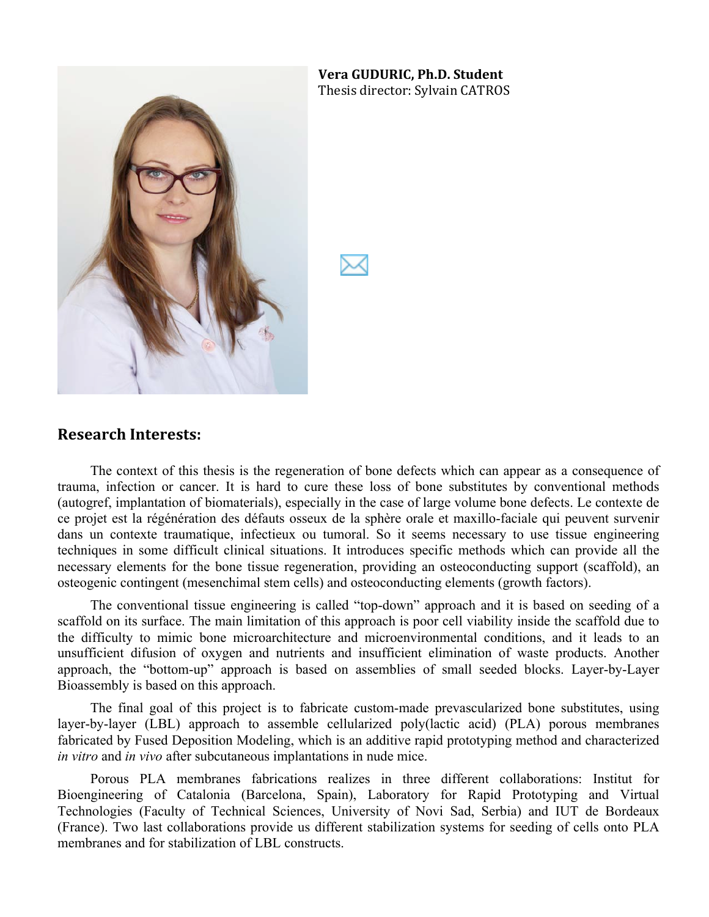**Vera GUDURIC, Ph.D. Student**
Thesis director: Sylvain CATROS

## Research Interests:

The context of this thesis is the regeneration of bone defects which can appear as a consequence of trauma, infection or cancer. It is hard to cure these loss of bone substitutes by conventional methods (autogref, implantation of biomaterials), especially in the case of large volume bone defects. Le contexte de ce projet est la régénération des défauts osseux de la sphère orale et maxillo-faciale qui peuvent survenir dans un contexte traumatique, infectieux ou tumoral. So it seems necessary to use tissue engineering techniques in some difficult clinical situations. It introduces specific methods which can provide all the necessary elements for the bone tissue regeneration, providing an osteoconducting support (scaffold), an osteogenic contingent (mesenchimal stem cells) and osteoconducting elements (growth factors).

The conventional tissue engineering is called "top-down" approach and it is based on seeding of a scaffold on its surface. The main limitation of this approach is poor cell viability inside the scaffold due to the difficulty to mimic bone microarchitecture and microenvironmental conditions, and it leads to an unsufficient difusion of oxygen and nutrients and insufficient elimination of waste products. Another approach, the "bottom-up" approach is based on assemblies of small seeded blocks. Layer-by-Layer Bioassembly is based on this approach.

The final goal of this project is to fabricate custom-made prevascularized bone substitutes, using layer-by-layer (LBL) approach to assemble cellularized poly(lactic acid) (PLA) porous membranes fabricated by Fused Deposition Modeling, which is an additive rapid prototyping method and characterized *in vitro* and *in vivo* after subcutaneous implantations in nude mice.

Porous PLA membranes fabrications realizes in three different collaborations: Institut for Bioengineering of Catalonia (Barcelona, Spain), Laboratory for Rapid Prototyping and Virtual Technologies (Faculty of Technical Sciences, University of Novi Sad, Serbia) and IUT de Bordeaux (France). Two last collaborations provide us different stabilization systems for seeding of cells onto PLA membranes and for stabilization of LBL constructs.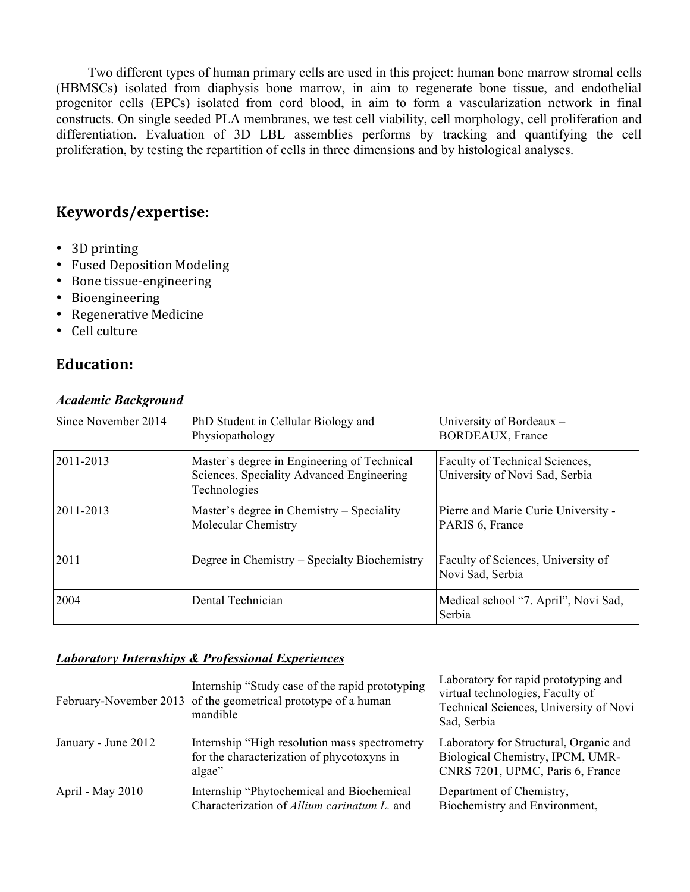Two different types of human primary cells are used in this project: human bone marrow stromal cells (HBMSCs) isolated from diaphysis bone marrow, in aim to regenerate bone tissue, and endothelial progenitor cells (EPCs) isolated from cord blood, in aim to form a vascularization network in final constructs. On single seeded PLA membranes, we test cell viability, cell morphology, cell proliferation and differentiation. Evaluation of 3D LBL assemblies performs by tracking and quantifying the cell proliferation, by testing the repartition of cells in three dimensions and by histological analyses.

## Keywords/expertise:

- 3D printing
- Fused Deposition Modeling
- Bone tissue-engineering
- Bioengineering
- Regenerative Medicine
- Cell culture

## Education:

### ***Academic Background***

| | | |
|---|---|---|
| Since November 2014 | PhD Student in Cellular Biology and Physiopathology | University of Bordeaux – BORDEAUX, France |
| 2011-2013 | Master`s degree in Engineering of Technical Sciences, Speciality Advanced Engineering Technologies | Faculty of Technical Sciences, University of Novi Sad, Serbia |
| 2011-2013 | Master's degree in Chemistry – Speciality Molecular Chemistry | Pierre and Marie Curie University - PARIS 6, France |
| 2011 | Degree in Chemistry – Specialty Biochemistry | Faculty of Sciences, University of Novi Sad, Serbia |
| 2004 | Dental Technician | Medical school "7. April", Novi Sad, Serbia |

### ***Laboratory Internships & Professional Experiences***

| | | |
|---|---|---|
| February-November 2013 | Internship "Study case of the rapid prototyping of the geometrical prototype of a human mandible | Laboratory for rapid prototyping and virtual technologies, Faculty of Technical Sciences, University of Novi Sad, Serbia |
| January - June 2012 | Internship "High resolution mass spectrometry for the characterization of phycotoxyns in algae" | Laboratory for Structural, Organic and Biological Chemistry, IPCM, UMR-CNRS 7201, UPMC, Paris 6, France |
| April - May 2010 | Internship "Phytochemical and Biochemical Characterization of *Allium carinatum L.* and | Department of Chemistry, Biochemistry and Environment, |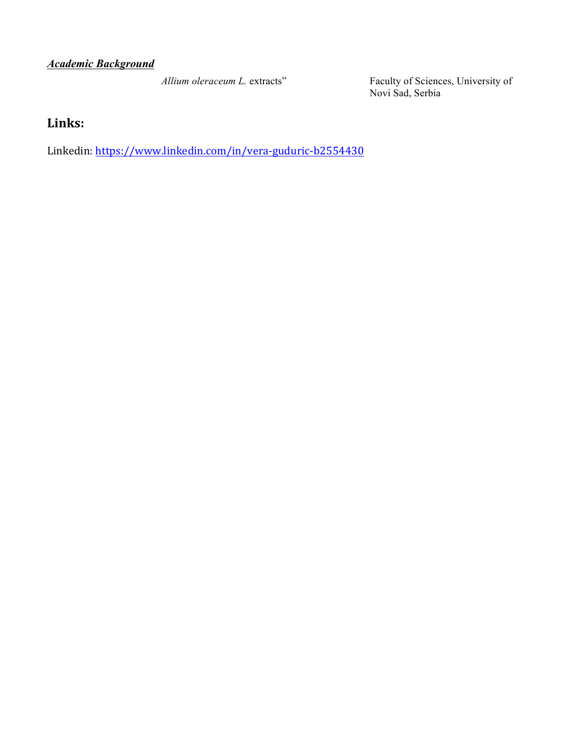***Academic Background***

*Allium oleraceum L.* extracts" Faculty of Sciences, University of Novi Sad, Serbia

## Links:

Linkedin: https://www.linkedin.com/in/vera-guduric-b2554430